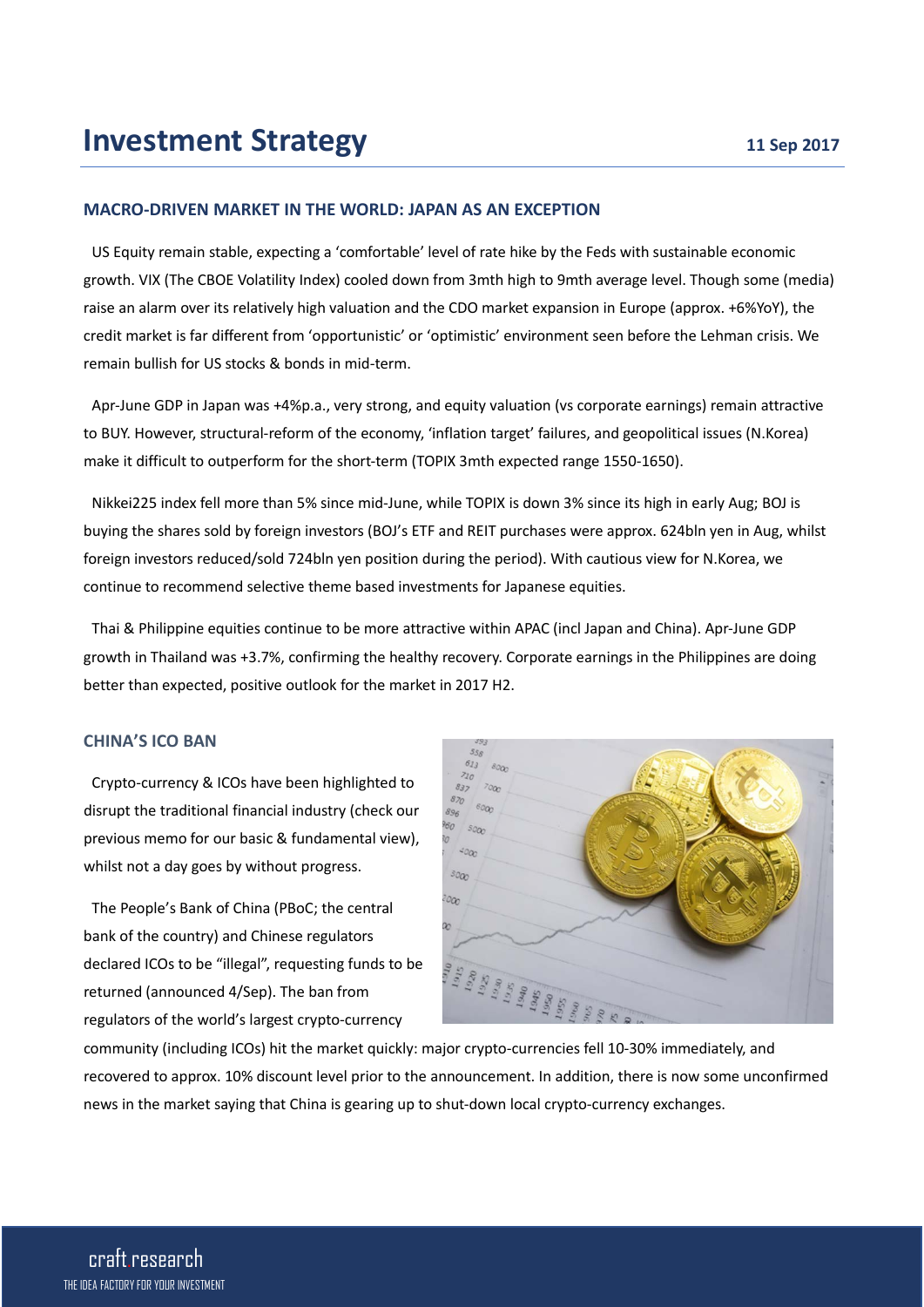# Investment Strategy

11 Sep 2017

## MACRO-DRIVEN MARKET IN THE WORLD: JAPAN AS AN EXCEPTION

US Equity remain stable, expecting a 'comfortable' level of rate hike by the Feds with sustainable economic growth. VIX (The CBOE Volatility Index) cooled down from 3mth high to 9mth average level. Though some (media) raise an alarm over its relatively high valuation and the CDO market expansion in Europe (approx. +6%YoY), the credit market is far different from 'opportunistic' or 'optimistic' environment seen before the Lehman crisis. We remain bullish for US stocks & bonds in mid-term.

Apr-June GDP in Japan was +4%p.a., very strong, and equity valuation (vs corporate earnings) remain attractive to BUY. However, structural-reform of the economy, 'inflation target' failures, and geopolitical issues (N.Korea) make it difficult to outperform for the short-term (TOPIX 3mth expected range 1550-1650).

Nikkei225 index fell more than 5% since mid-June, while TOPIX is down 3% since its high in early Aug; BOJ is buying the shares sold by foreign investors (BOJ's ETF and REIT purchases were approx. 624bln yen in Aug, whilst foreign investors reduced/sold 724bln yen position during the period). With cautious view for N.Korea, we continue to recommend selective theme based investments for Japanese equities.

Thai & Philippine equities continue to be more attractive within APAC (incl Japan and China). Apr-June GDP growth in Thailand was +3.7%, confirming the healthy recovery. Corporate earnings in the Philippines are doing better than expected, positive outlook for the market in 2017 H2.

## CHINA'S ICO BAN

Crypto-currency & ICOs have been highlighted to disrupt the traditional financial industry (check our previous memo for our basic & fundamental view), whilst not a day goes by without progress.

The People's Bank of China (PBoC; the central bank of the country) and Chinese regulators declared ICOs to be "illegal", requesting funds to be returned (announced 4/Sep). The ban from regulators of the world's largest crypto-currency community (including ICOs) hit the market quickly: major crypto-currencies fell 10-30% immediately, and recovered to approx. 10% discount level prior to the announcement. In addition, there is now some unconfirmed news in the market saying that China is gearing up to shut-down local crypto-currency exchanges.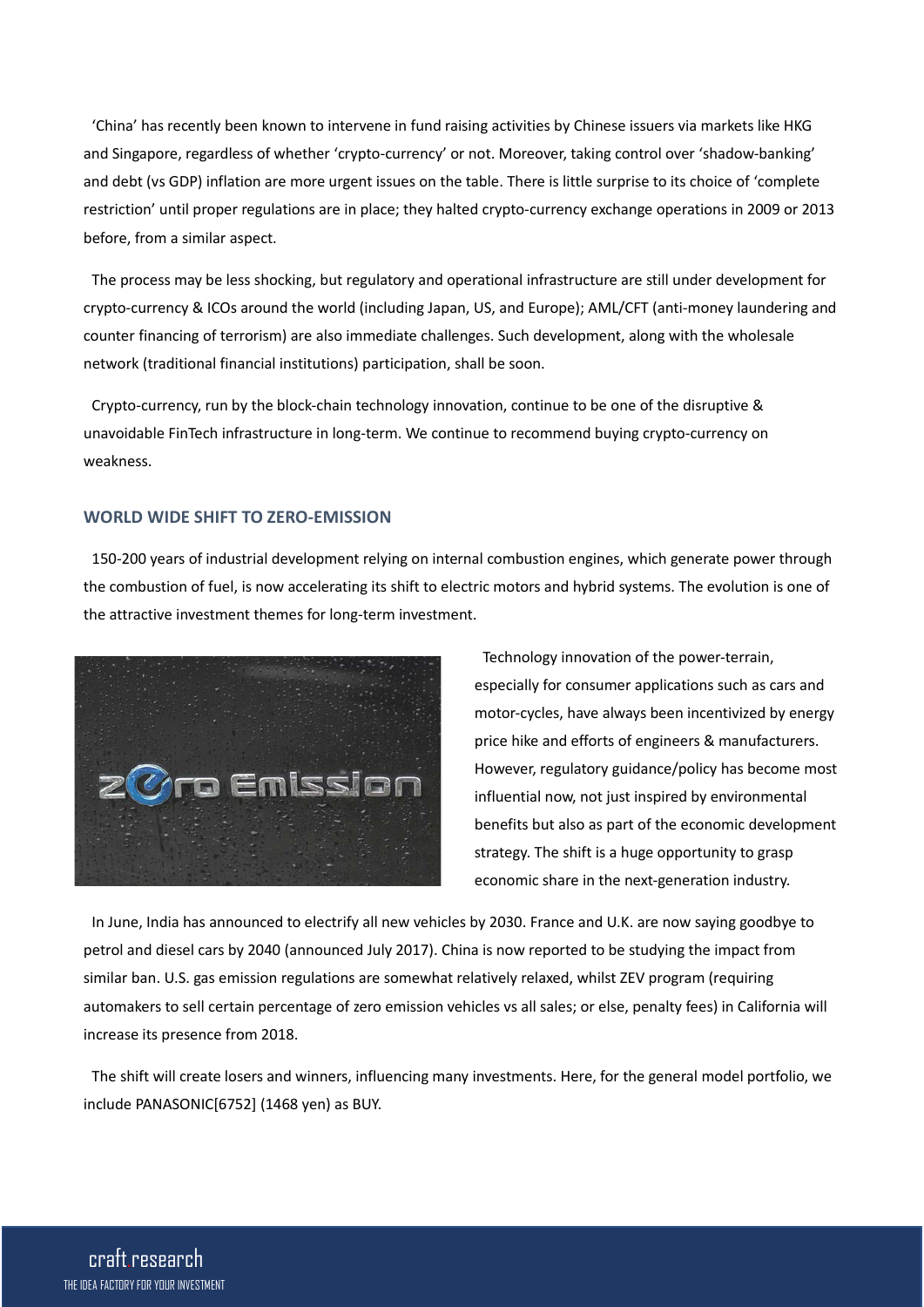'China' has recently been known to intervene in fund raising activities by Chinese issuers via markets like HKG and Singapore, regardless of whether 'crypto-currency' or not. Moreover, taking control over 'shadow-banking' and debt (vs GDP) inflation are more urgent issues on the table. There is little surprise to its choice of 'complete restriction' until proper regulations are in place; they halted crypto-currency exchange operations in 2009 or 2013 before, from a similar aspect.

The process may be less shocking, but regulatory and operational infrastructure are still under development for crypto-currency & ICOs around the world (including Japan, US, and Europe); AML/CFT (anti-money laundering and counter financing of terrorism) are also immediate challenges. Such development, along with the wholesale network (traditional financial institutions) participation, shall be soon.

Crypto-currency, run by the block-chain technology innovation, continue to be one of the disruptive & unavoidable FinTech infrastructure in long-term. We continue to recommend buying crypto-currency on weakness.

## WORLD WIDE SHIFT TO ZERO-EMISSION

150-200 years of industrial development relying on internal combustion engines, which generate power through the combustion of fuel, is now accelerating its shift to electric motors and hybrid systems. The evolution is one of the attractive investment themes for long-term investment.

Technology innovation of the power-terrain, especially for consumer applications such as cars and motor-cycles, have always been incentivized by energy price hike and efforts of engineers & manufacturers. However, regulatory guidance/policy has become most influential now, not just inspired by environmental benefits but also as part of the economic development strategy. The shift is a huge opportunity to grasp economic share in the next-generation industry.

In June, India has announced to electrify all new vehicles by 2030. France and U.K. are now saying goodbye to petrol and diesel cars by 2040 (announced July 2017). China is now reported to be studying the impact from similar ban. U.S. gas emission regulations are somewhat relatively relaxed, whilst ZEV program (requiring automakers to sell certain percentage of zero emission vehicles vs all sales; or else, penalty fees) in California will increase its presence from 2018.

The shift will create losers and winners, influencing many investments. Here, for the general model portfolio, we include PANASONIC[6752] (1468 yen) as BUY.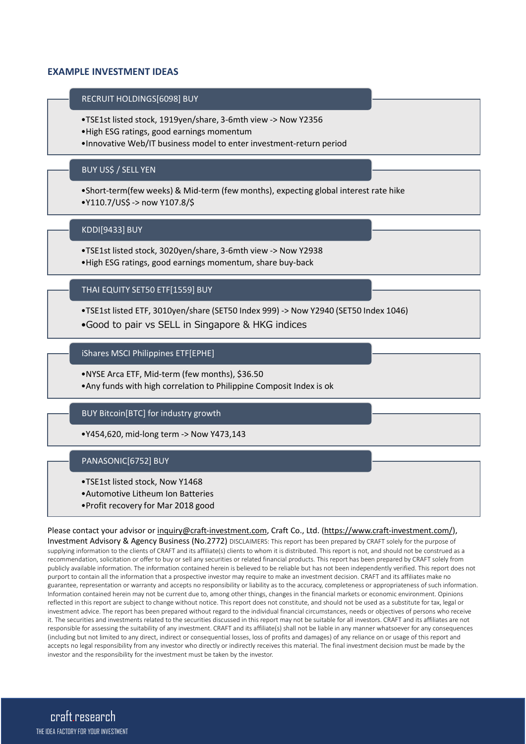## EXAMPLE INVESTMENT IDEAS

### RECRUIT HOLDINGS[6098] BUY

- TSE1st listed stock, 1919yen/share, 3-6mth view -> Now Y2356
- High ESG ratings, good earnings momentum
- Innovative Web/IT business model to enter investment-return period

### BUY US$ / SELL YEN

- Short-term(few weeks) & Mid-term (few months), expecting global interest rate hike
- Y110.7/US$ -> now Y107.8/$

### KDDI[9433] BUY

- TSE1st listed stock, 3020yen/share, 3-6mth view -> Now Y2938
- High ESG ratings, good earnings momentum, share buy-back

### THAI EQUITY SET50 ETF[1559] BUY

- TSE1st listed ETF, 3010yen/share (SET50 Index 999) -> Now Y2940 (SET50 Index 1046)
- Good to pair vs SELL in Singapore & HKG indices

### iShares MSCI Philippines ETF[EPHE]

- NYSE Arca ETF, Mid-term (few months), $36.50
- Any funds with high correlation to Philippine Composit Index is ok

### BUY Bitcoin[BTC] for industry growth

- Y454,620, mid-long term -> Now Y473,143

### PANASONIC[6752] BUY

- TSE1st listed stock, Now Y1468
- Automotive Litheum Ion Batteries
- Profit recovery for Mar 2018 good

Please contact your advisor or inquiry@craft-investment.com, Craft Co., Ltd. (https://www.craft-investment.com/), Investment Advisory & Agency Business (No.2772) DISCLAIMERS: This report has been prepared by CRAFT solely for the purpose of supplying information to the clients of CRAFT and its affiliate(s) clients to whom it is distributed. This report is not, and should not be construed as a recommendation, solicitation or offer to buy or sell any securities or related financial products. This report has been prepared by CRAFT solely from publicly available information. The information contained herein is believed to be reliable but has not been independently verified. This report does not purport to contain all the information that a prospective investor may require to make an investment decision. CRAFT and its affiliates make no guarantee, representation or warranty and accepts no responsibility or liability as to the accuracy, completeness or appropriateness of such information. Information contained herein may not be current due to, among other things, changes in the financial markets or economic environment. Opinions reflected in this report are subject to change without notice. This report does not constitute, and should not be used as a substitute for tax, legal or investment advice. The report has been prepared without regard to the individual financial circumstances, needs or objectives of persons who receive it. The securities and investments related to the securities discussed in this report may not be suitable for all investors. CRAFT and its affiliates are not responsible for assessing the suitability of any investment. CRAFT and its affiliate(s) shall not be liable in any manner whatsoever for any consequences (including but not limited to any direct, indirect or consequential losses, loss of profits and damages) of any reliance on or usage of this report and accepts no legal responsibility from any investor who directly or indirectly receives this material. The final investment decision must be made by the investor and the responsibility for the investment must be taken by the investor.

craft research

THE IDEA FACTORY FOR YOUR INVESTMENT